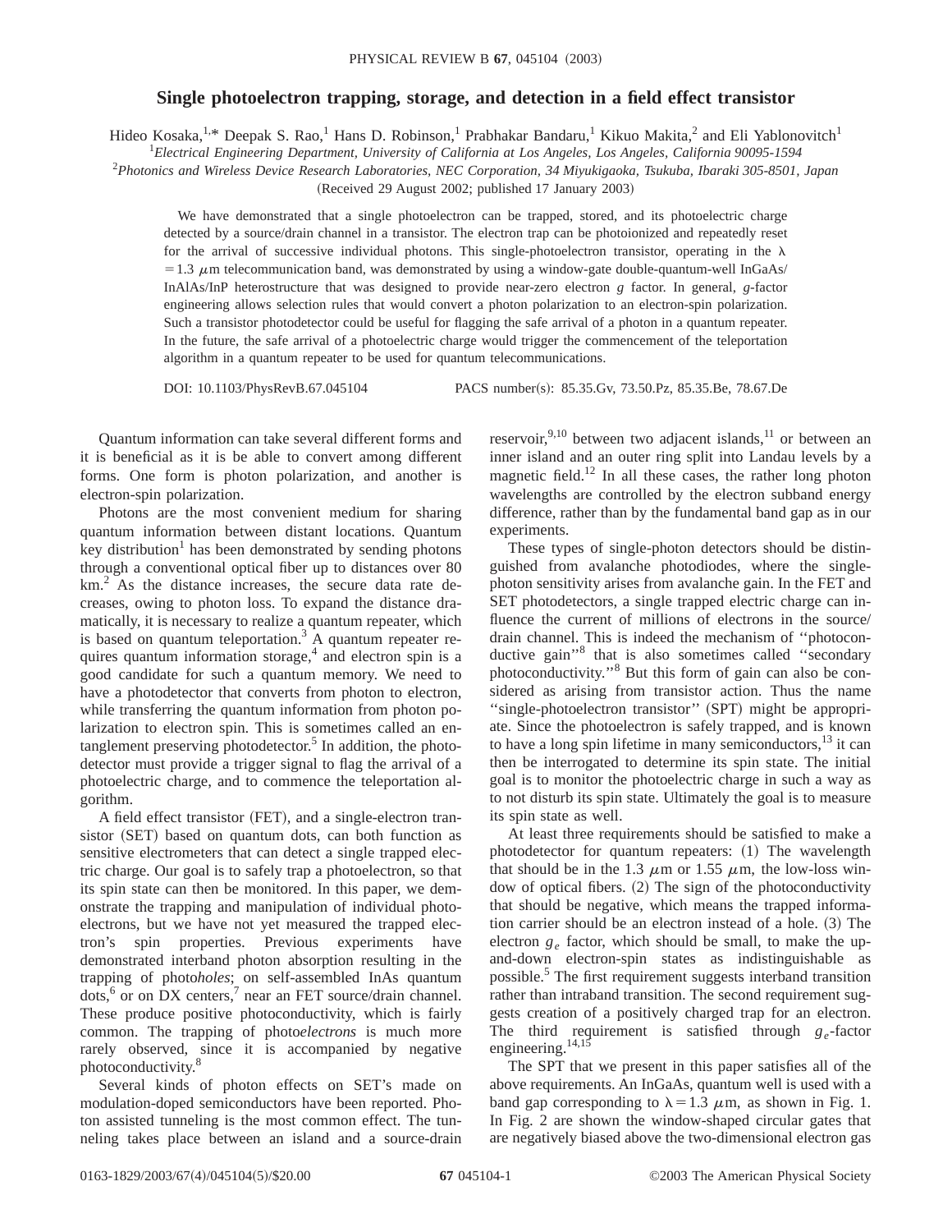# Single photoelectron trapping, storage, and detection in a field effect transistor

Hideo Kosaka,[1,*] Deepak S. Rao,[1] Hans D. Robinson,[1] Prabhakar Bandaru,[1] Kikuo Makita,[2] and Eli Yablonovitch[1]

[1]*Electrical Engineering Department, University of California at Los Angeles, Los Angeles, California 90095-1594*

[2]*Photonics and Wireless Device Research Laboratories, NEC Corporation, 34 Miyukigaoka, Tsukuba, Ibaraki 305-8501, Japan*

(Received 29 August 2002; published 17 January 2003)

We have demonstrated that a single photoelectron can be trapped, stored, and its photoelectric charge detected by a source/drain channel in a transistor. The electron trap can be photoionized and repeatedly reset for the arrival of successive individual photons. This single-photoelectron transistor, operating in the $\lambda = 1.3\ \mu$m telecommunication band, was demonstrated by using a window-gate double-quantum-well InGaAs/InAlAs/InP heterostructure that was designed to provide near-zero electron $g$ factor. In general, $g$-factor engineering allows selection rules that would convert a photon polarization to an electron-spin polarization. Such a transistor photodetector could be useful for flagging the safe arrival of a photon in a quantum repeater. In the future, the safe arrival of a photoelectric charge would trigger the commencement of the teleportation algorithm in a quantum repeater to be used for quantum telecommunications.

DOI: 10.1103/PhysRevB.67.045104 PACS number(s): 85.35.Gv, 73.50.Pz, 85.35.Be, 78.67.De

Quantum information can take several different forms and it is beneficial as it is be able to convert among different forms. One form is photon polarization, and another is electron-spin polarization.

Photons are the most convenient medium for sharing quantum information between distant locations. Quantum key distribution[1] has been demonstrated by sending photons through a conventional optical fiber up to distances over 80 km.[2] As the distance increases, the secure data rate decreases, owing to photon loss. To expand the distance dramatically, it is necessary to realize a quantum repeater, which is based on quantum teleportation.[3] A quantum repeater requires quantum information storage,[4] and electron spin is a good candidate for such a quantum memory. We need to have a photodetector that converts from photon to electron, while transferring the quantum information from photon polarization to electron spin. This is sometimes called an entanglement preserving photodetector.[5] In addition, the photodetector must provide a trigger signal to flag the arrival of a photoelectric charge, and to commence the teleportation algorithm.

A field effect transistor (FET), and a single-electron transistor (SET) based on quantum dots, can both function as sensitive electrometers that can detect a single trapped electric charge. Our goal is to safely trap a photoelectron, so that its spin state can then be monitored. In this paper, we demonstrate the trapping and manipulation of individual photoelectrons, but we have not yet measured the trapped electron's spin properties. Previous experiments have demonstrated interband photon absorption resulting in the trapping of photo*holes*; on self-assembled InAs quantum dots,[6] or on DX centers,[7] near an FET source/drain channel. These produce positive photoconductivity, which is fairly common. The trapping of photo*electrons* is much more rarely observed, since it is accompanied by negative photoconductivity.[8]

Several kinds of photon effects on SET's made on modulation-doped semiconductors have been reported. Photon assisted tunneling is the most common effect. The tunneling takes place between an island and a source-drain reservoir,[9,10] between two adjacent islands,[11] or between an inner island and an outer ring split into Landau levels by a magnetic field.[12] In all these cases, the rather long photon wavelengths are controlled by the electron subband energy difference, rather than by the fundamental band gap as in our experiments.

These types of single-photon detectors should be distinguished from avalanche photodiodes, where the single-photon sensitivity arises from avalanche gain. In the FET and SET photodetectors, a single trapped electric charge can influence the current of millions of electrons in the source/drain channel. This is indeed the mechanism of "photoconductive gain"[8] that is also sometimes called "secondary photoconductivity."[8] But this form of gain can also be considered as arising from transistor action. Thus the name "single-photoelectron transistor" (SPT) might be appropriate. Since the photoelectron is safely trapped, and is known to have a long spin lifetime in many semiconductors,[13] it can then be interrogated to determine its spin state. The initial goal is to monitor the photoelectric charge in such a way as to not disturb its spin state. Ultimately the goal is to measure its spin state as well.

At least three requirements should be satisfied to make a photodetector for quantum repeaters: (1) The wavelength that should be in the 1.3 $\mu$m or 1.55 $\mu$m, the low-loss window of optical fibers. (2) The sign of the photoconductivity that should be negative, which means the trapped information carrier should be an electron instead of a hole. (3) The electron $g_e$ factor, which should be small, to make the up-and-down electron-spin states as indistinguishable as possible.[5] The first requirement suggests interband transition rather than intraband transition. The second requirement suggests creation of a positively charged trap for an electron. The third requirement is satisfied through $g_e$-factor engineering.[14,15]

The SPT that we present in this paper satisfies all of the above requirements. An InGaAs, quantum well is used with a band gap corresponding to $\lambda = 1.3\ \mu$m, as shown in Fig. 1. In Fig. 2 are shown the window-shaped circular gates that are negatively biased above the two-dimensional electron gas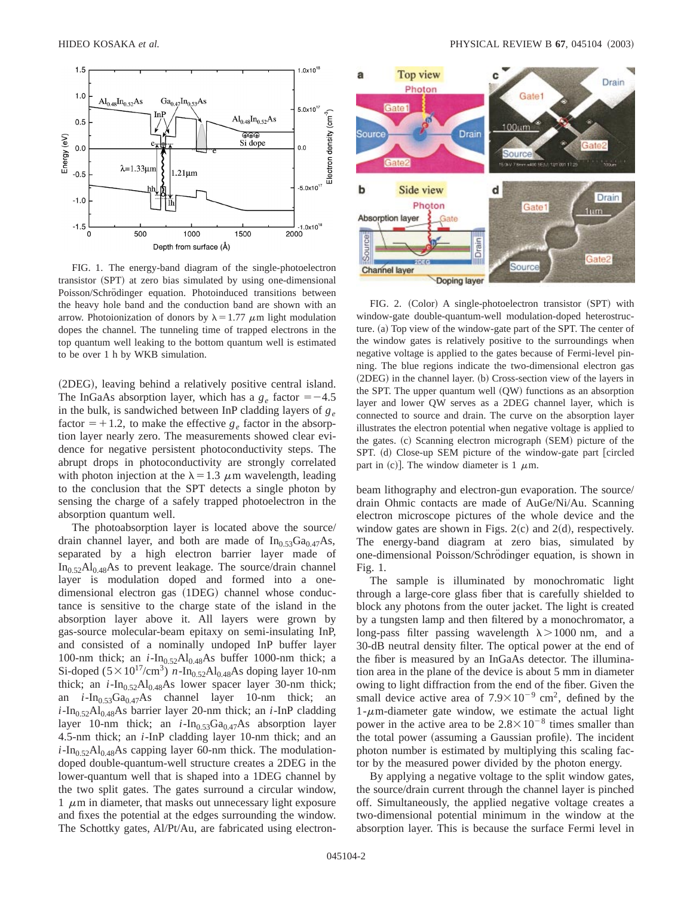FIG. 1. The energy-band diagram of the single-photoelectron transistor (SPT) at zero bias simulated by using one-dimensional Poisson/Schrödinger equation. Photoinduced transitions between the heavy hole band and the conduction band are shown with an arrow. Photoionization of donors by $\lambda = 1.77$ $\mu$m light modulation dopes the channel. The tunneling time of trapped electrons in the top quantum well leaking to the bottom quantum well is estimated to be over 1 h by WKB simulation.

FIG. 2. (Color) A single-photoelectron transistor (SPT) with window-gate double-quantum-well modulation-doped heterostructure. (a) Top view of the window-gate part of the SPT. The center of the window gates is relatively positive to the surroundings when negative voltage is applied to the gates because of Fermi-level pinning. The blue regions indicate the two-dimensional electron gas (2DEG) in the channel layer. (b) Cross-section view of the layers in the SPT. The upper quantum well (QW) functions as an absorption layer and lower QW serves as a 2DEG channel layer, which is connected to source and drain. The curve on the absorption layer illustrates the electron potential when negative voltage is applied to the gates. (c) Scanning electron micrograph (SEM) picture of the SPT. (d) Close-up SEM picture of the window-gate part [circled part in (c)]. The window diameter is 1 $\mu$m.

(2DEG), leaving behind a relatively positive central island. The InGaAs absorption layer, which has a $g_e$ factor $=-4.5$ in the bulk, is sandwiched between InP cladding layers of $g_e$ factor $=+1.2$, to make the effective $g_e$ factor in the absorption layer nearly zero. The measurements showed clear evidence for negative persistent photoconductivity steps. The abrupt drops in photoconductivity are strongly correlated with photon injection at the $\lambda = 1.3$ $\mu$m wavelength, leading to the conclusion that the SPT detects a single photon by sensing the charge of a safely trapped photoelectron in the absorption quantum well.

The photoabsorption layer is located above the source/drain channel layer, and both are made of $In_{0.53}Ga_{0.47}As$, separated by a high electron barrier layer made of $In_{0.52}Al_{0.48}As$ to prevent leakage. The source/drain channel layer is modulation doped and formed into a one-dimensional electron gas (1DEG) channel whose conductance is sensitive to the charge state of the island in the absorption layer above it. All layers were grown by gas-source molecular-beam epitaxy on semi-insulating InP, and consisted of a nominally undoped InP buffer layer 100-nm thick; an $i$-$In_{0.52}Al_{0.48}As$ buffer 1000-nm thick; a Si-doped ($5\times10^{17}/cm^3$) $n$-$In_{0.52}Al_{0.48}As$ doping layer 10-nm thick; an $i$-$In_{0.52}Al_{0.48}As$ lower spacer layer 30-nm thick; an $i$-$In_{0.53}Ga_{0.47}As$ channel layer 10-nm thick; an $i$-$In_{0.52}Al_{0.48}As$ barrier layer 20-nm thick; an $i$-InP cladding layer 10-nm thick; an $i$-$In_{0.53}Ga_{0.47}As$ absorption layer 4.5-nm thick; an $i$-InP cladding layer 10-nm thick; and an $i$-$In_{0.52}Al_{0.48}As$ capping layer 60-nm thick. The modulation-doped double-quantum-well structure creates a 2DEG in the lower-quantum well that is shaped into a 1DEG channel by the two split gates. The gates surround a circular window, 1 $\mu$m in diameter, that masks out unnecessary light exposure and fixes the potential at the edges surrounding the window. The Schottky gates, Al/Pt/Au, are fabricated using electron-beam lithography and electron-gun evaporation. The source/drain Ohmic contacts are made of AuGe/Ni/Au. Scanning electron microscope pictures of the whole device and the window gates are shown in Figs. 2(c) and 2(d), respectively. The energy-band diagram at zero bias, simulated by one-dimensional Poisson/Schrödinger equation, is shown in Fig. 1.

The sample is illuminated by monochromatic light through a large-core glass fiber that is carefully shielded to block any photons from the outer jacket. The light is created by a tungsten lamp and then filtered by a monochromator, a long-pass filter passing wavelength $\lambda > 1000$ nm, and a 30-dB neutral density filter. The optical power at the end of the fiber is measured by an InGaAs detector. The illumination area in the plane of the device is about 5 mm in diameter owing to light diffraction from the end of the fiber. Given the small device active area of $7.9\times10^{-9}$ cm$^2$, defined by the 1-$\mu$m-diameter gate window, we estimate the actual light power in the active area to be $2.8\times10^{-8}$ times smaller than the total power (assuming a Gaussian profile). The incident photon number is estimated by multiplying this scaling factor by the measured power divided by the photon energy.

By applying a negative voltage to the split window gates, the source/drain current through the channel layer is pinched off. Simultaneously, the applied negative voltage creates a two-dimensional potential minimum in the window at the absorption layer. This is because the surface Fermi level in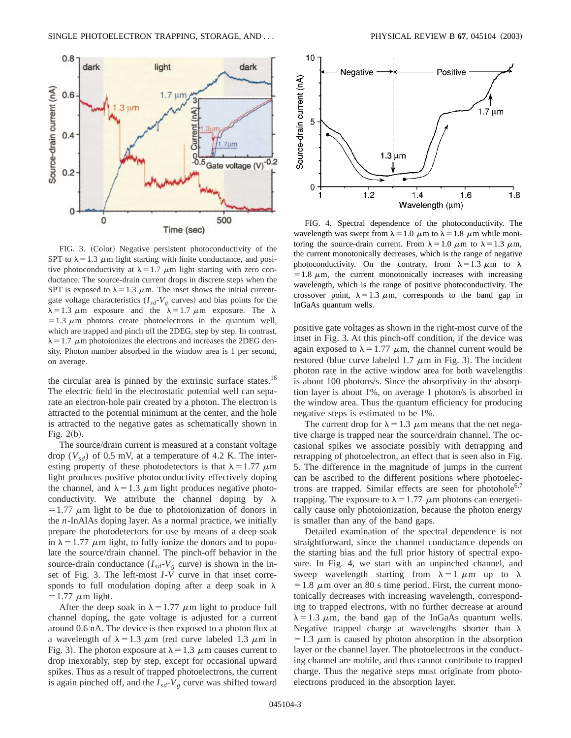FIG. 3. (Color) Negative persistent photoconductivity of the SPT to $\lambda = 1.3$ $\mu$m light starting with finite conductance, and positive photoconductivity at $\lambda = 1.7$ $\mu$m light starting with zero conductance. The source-drain current drops in discrete steps when the SPT is exposed to $\lambda = 1.3$ $\mu$m. The inset shows the initial current-gate voltage characteristics ($I_{sd}$-$V_g$ curves) and bias points for the $\lambda = 1.3$ $\mu$m exposure and the $\lambda = 1.7$ $\mu$m exposure. The $\lambda = 1.3$ $\mu$m photons create photoelectrons in the quantum well, which are trapped and pinch off the 2DEG, step by step. In contrast, $\lambda = 1.7$ $\mu$m photoionizes the electrons and increases the 2DEG density. Photon number absorbed in the window area is 1 per second, on average.

the circular area is pinned by the extrinsic surface states.[16] The electric field in the electrostatic potential well can separate an electron-hole pair created by a photon. The electron is attracted to the potential minimum at the center, and the hole is attracted to the negative gates as schematically shown in Fig. 2(b).

The source/drain current is measured at a constant voltage drop ($V_{sd}$) of 0.5 mV, at a temperature of 4.2 K. The interesting property of these photodetectors is that $\lambda = 1.77$ $\mu$m light produces positive photoconductivity effectively doping the channel, and $\lambda = 1.3$ $\mu$m light produces negative photoconductivity. We attribute the channel doping by $\lambda = 1.77$ $\mu$m light to be due to photoionization of donors in the *n*-InAlAs doping layer. As a normal practice, we initially prepare the photodetectors for use by means of a deep soak in $\lambda = 1.77$ $\mu$m light, to fully ionize the donors and to populate the source/drain channel. The pinch-off behavior in the source-drain conductance ($I_{sd}$-$V_g$ curve) is shown in the inset of Fig. 3. The left-most *I*-*V* curve in that inset corresponds to full modulation doping after a deep soak in $\lambda = 1.77$ $\mu$m light.

After the deep soak in $\lambda = 1.77$ $\mu$m light to produce full channel doping, the gate voltage is adjusted for a current around 0.6 nA. The device is then exposed to a photon flux at a wavelength of $\lambda = 1.3$ $\mu$m (red curve labeled 1.3 $\mu$m in Fig. 3). The photon exposure at $\lambda = 1.3$ $\mu$m causes current to drop inexorably, step by step, except for occasional upward spikes. Thus as a result of trapped photoelectrons, the current is again pinched off, and the $I_{sd}$-$V_g$ curve was shifted toward positive gate voltages as shown in the right-most curve of the inset in Fig. 3. At this pinch-off condition, if the device was again exposed to $\lambda = 1.77$ $\mu$m, the channel current would be restored (blue curve labeled 1.7 $\mu$m in Fig. 3). The incident photon rate in the active window area for both wavelengths is about 100 photons/s. Since the absorptivity in the absorption layer is about 1%, on average 1 photon/s is absorbed in the window area. Thus the quantum efficiency for producing negative steps is estimated to be 1%.

FIG. 4. Spectral dependence of the photoconductivity. The wavelength was swept from $\lambda = 1.0$ $\mu$m to $\lambda = 1.8$ $\mu$m while monitoring the source-drain current. From $\lambda = 1.0$ $\mu$m to $\lambda = 1.3$ $\mu$m, the current monotonically decreases, which is the range of negative photoconductivity. On the contrary, from $\lambda = 1.3$ $\mu$m to $\lambda = 1.8$ $\mu$m, the current monotonically increases with increasing wavelength, which is the range of positive photoconductivity. The crossover point, $\lambda = 1.3$ $\mu$m, corresponds to the band gap in InGaAs quantum wells.

The current drop for $\lambda = 1.3$ $\mu$m means that the net negative charge is trapped near the source/drain channel. The occasional spikes we associate possibly with detrapping and retrapping of photoelectron, an effect that is seen also in Fig. 5. The difference in the magnitude of jumps in the current can be ascribed to the different positions where photoelectrons are trapped. Similar effects are seen for photohole[6,7] trapping. The exposure to $\lambda = 1.77$ $\mu$m photons can energetically cause only photoionization, because the photon energy is smaller than any of the band gaps.

Detailed examination of the spectral dependence is not straightforward, since the channel conductance depends on the starting bias and the full prior history of spectral exposure. In Fig. 4, we start with an unpinched channel, and sweep wavelength starting from $\lambda = 1$ $\mu$m up to $\lambda = 1.8$ $\mu$m over an 80 s time period. First, the current monotonically decreases with increasing wavelength, corresponding to trapped electrons, with no further decrease at around $\lambda = 1.3$ $\mu$m, the band gap of the InGaAs quantum wells. Negative trapped charge at wavelengths shorter than $\lambda = 1.3$ $\mu$m is caused by photon absorption in the absorption layer or the channel layer. The photoelectrons in the conducting channel are mobile, and thus cannot contribute to trapped charge. Thus the negative steps must originate from photoelectrons produced in the absorption layer.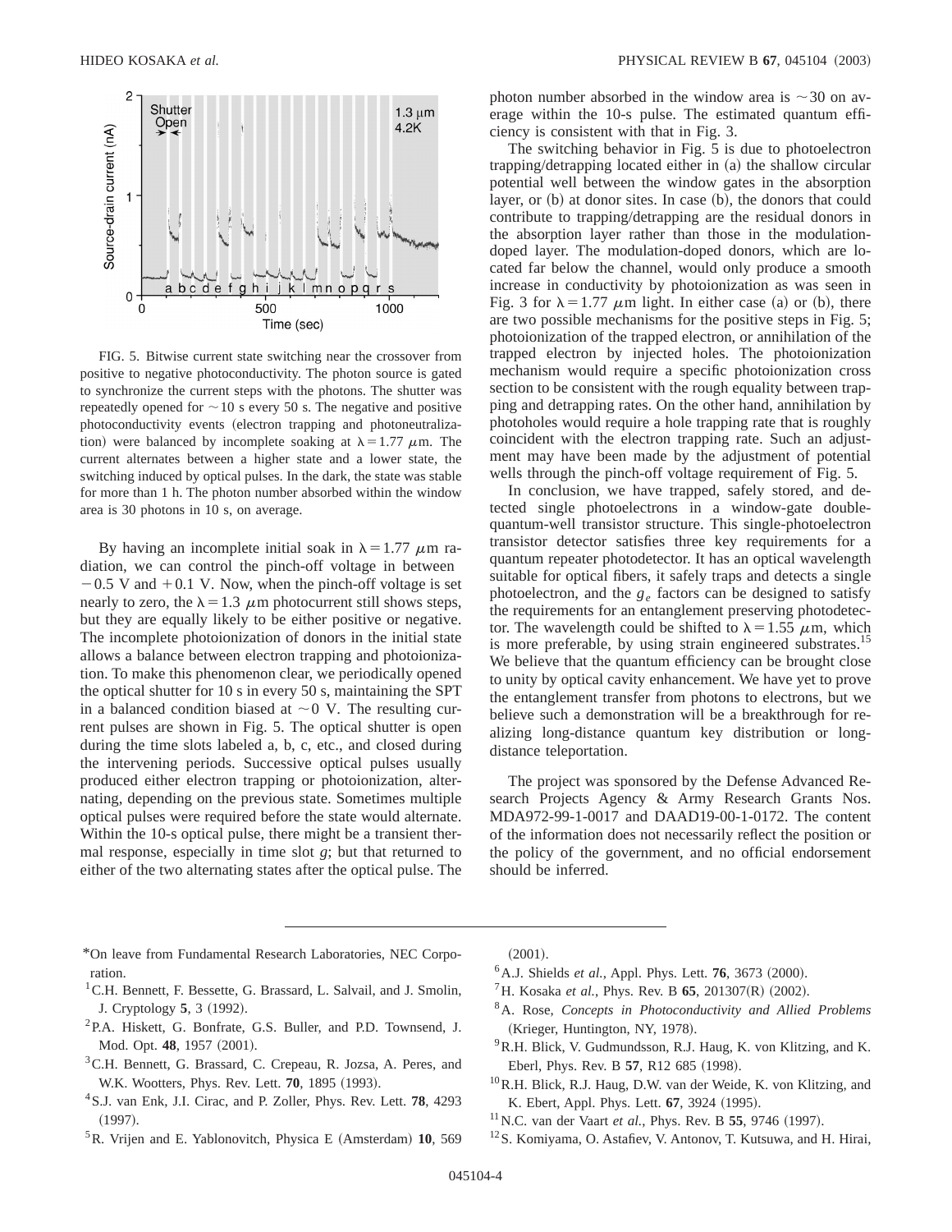FIG. 5. Bitwise current state switching near the crossover from positive to negative photoconductivity. The photon source is gated to synchronize the current steps with the photons. The shutter was repeatedly opened for $\sim$10 s every 50 s. The negative and positive photoconductivity events (electron trapping and photoneutralization) were balanced by incomplete soaking at $\lambda = 1.77$ $\mu$m. The current alternates between a higher state and a lower state, the switching induced by optical pulses. In the dark, the state was stable for more than 1 h. The photon number absorbed within the window area is 30 photons in 10 s, on average.

By having an incomplete initial soak in $\lambda = 1.77$ $\mu$m radiation, we can control the pinch-off voltage in between $-0.5$ V and $+0.1$ V. Now, when the pinch-off voltage is set nearly to zero, the $\lambda = 1.3$ $\mu$m photocurrent still shows steps, but they are equally likely to be either positive or negative. The incomplete photoionization of donors in the initial state allows a balance between electron trapping and photoionization. To make this phenomenon clear, we periodically opened the optical shutter for 10 s in every 50 s, maintaining the SPT in a balanced condition biased at $\sim$0 V. The resulting current pulses are shown in Fig. 5. The optical shutter is open during the time slots labeled a, b, c, etc., and closed during the intervening periods. Successive optical pulses usually produced either electron trapping or photoionization, alternating, depending on the previous state. Sometimes multiple optical pulses were required before the state would alternate. Within the 10-s optical pulse, there might be a transient thermal response, especially in time slot *g*; but that returned to either of the two alternating states after the optical pulse. The photon number absorbed in the window area is $\sim$30 on average within the 10-s pulse. The estimated quantum efficiency is consistent with that in Fig. 3.

The switching behavior in Fig. 5 is due to photoelectron trapping/detrapping located either in (a) the shallow circular potential well between the window gates in the absorption layer, or (b) at donor sites. In case (b), the donors that could contribute to trapping/detrapping are the residual donors in the absorption layer rather than those in the modulation-doped layer. The modulation-doped donors, which are located far below the channel, would only produce a smooth increase in conductivity by photoionization as was seen in Fig. 3 for $\lambda = 1.77$ $\mu$m light. In either case (a) or (b), there are two possible mechanisms for the positive steps in Fig. 5; photoionization of the trapped electron, or annihilation of the trapped electron by injected holes. The photoionization mechanism would require a specific photoionization cross section to be consistent with the rough equality between trapping and detrapping rates. On the other hand, annihilation by photoholes would require a hole trapping rate that is roughly coincident with the electron trapping rate. Such an adjustment may have been made by the adjustment of potential wells through the pinch-off voltage requirement of Fig. 5.

In conclusion, we have trapped, safely stored, and detected single photoelectrons in a window-gate double-quantum-well transistor structure. This single-photoelectron transistor detector satisfies three key requirements for a quantum repeater photodetector. It has an optical wavelength suitable for optical fibers, it safely traps and detects a single photoelectron, and the $g_e$ factors can be designed to satisfy the requirements for an entanglement preserving photodetector. The wavelength could be shifted to $\lambda = 1.55$ $\mu$m, which is more preferable, by using strain engineered substrates.[15] We believe that the quantum efficiency can be brought close to unity by optical cavity enhancement. We have yet to prove the entanglement transfer from photons to electrons, but we believe such a demonstration will be a breakthrough for realizing long-distance quantum key distribution or long-distance teleportation.

The project was sponsored by the Defense Advanced Research Projects Agency & Army Research Grants Nos. MDA972-99-1-0017 and DAAD19-00-1-0172. The content of the information does not necessarily reflect the position or the policy of the government, and no official endorsement should be inferred.

---

*On leave from Fundamental Research Laboratories, NEC Corporation.

[1] C.H. Bennett, F. Bessette, G. Brassard, L. Salvail, and J. Smolin, J. Cryptology **5**, 3 (1992).

[2] P.A. Hiskett, G. Bonfrate, G.S. Buller, and P.D. Townsend, J. Mod. Opt. **48**, 1957 (2001).

[3] C.H. Bennett, G. Brassard, C. Crepeau, R. Jozsa, A. Peres, and W.K. Wootters, Phys. Rev. Lett. **70**, 1895 (1993).

[4] S.J. van Enk, J.I. Cirac, and P. Zoller, Phys. Rev. Lett. **78**, 4293 (1997).

[5] R. Vrijen and E. Yablonovitch, Physica E (Amsterdam) **10**, 569 (2001).

[6] A.J. Shields *et al.*, Appl. Phys. Lett. **76**, 3673 (2000).

[7] H. Kosaka *et al.*, Phys. Rev. B **65**, 201307(R) (2002).

[8] A. Rose, *Concepts in Photoconductivity and Allied Problems* (Krieger, Huntington, NY, 1978).

[9] R.H. Blick, V. Gudmundsson, R.J. Haug, K. von Klitzing, and K. Eberl, Phys. Rev. B **57**, R12 685 (1998).

[10] R.H. Blick, R.J. Haug, D.W. van der Weide, K. von Klitzing, and K. Ebert, Appl. Phys. Lett. **67**, 3924 (1995).

[11] N.C. van der Vaart *et al.*, Phys. Rev. B **55**, 9746 (1997).

[12] S. Komiyama, O. Astafiev, V. Antonov, T. Kutsuwa, and H. Hirai,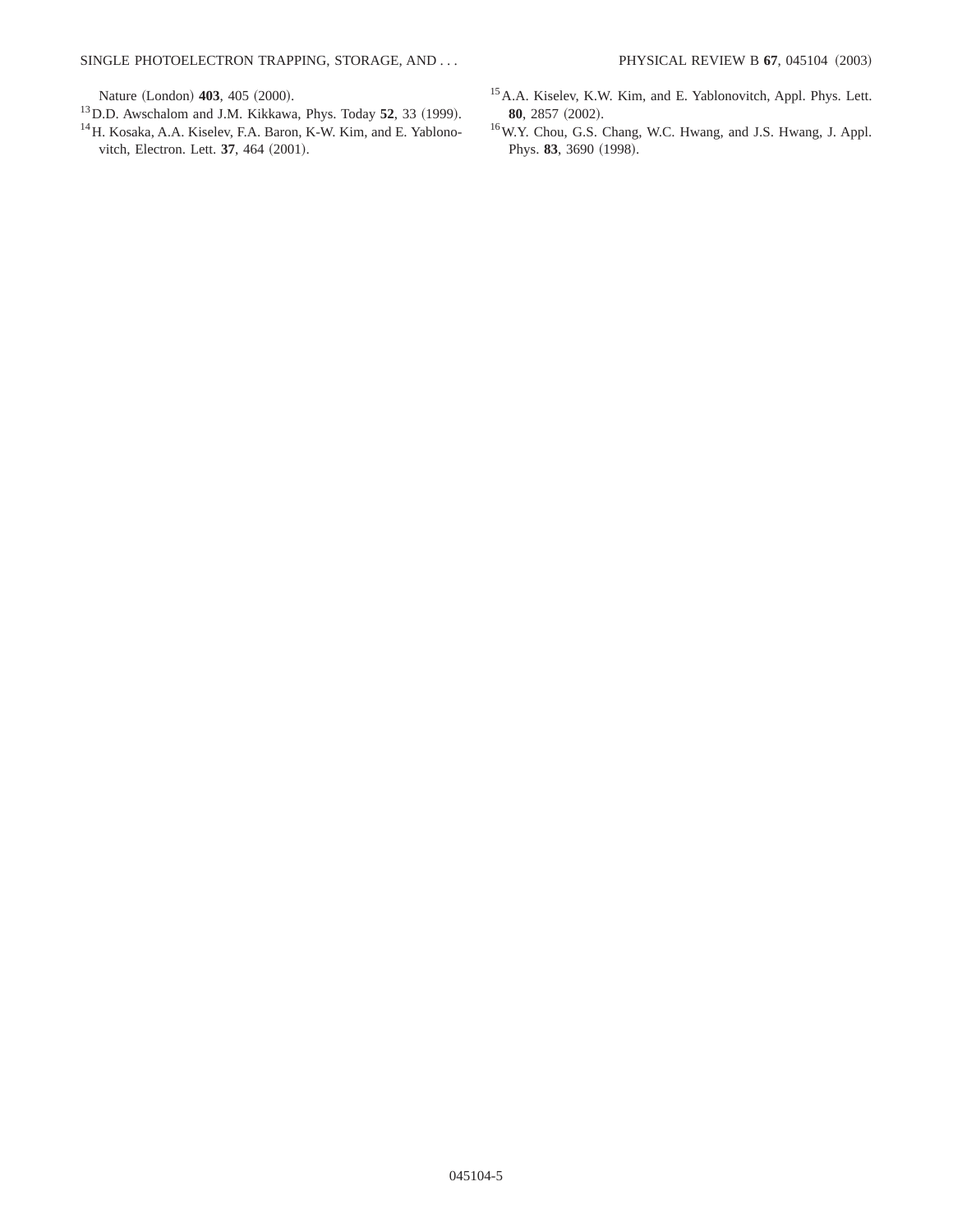Nature (London) **403**, 405 (2000).

[13] D.D. Awschalom and J.M. Kikkawa, Phys. Today **52**, 33 (1999).

[14] H. Kosaka, A.A. Kiselev, F.A. Baron, K-W. Kim, and E. Yablonovitch, Electron. Lett. **37**, 464 (2001).

[15] A.A. Kiselev, K.W. Kim, and E. Yablonovitch, Appl. Phys. Lett. **80**, 2857 (2002).

[16] W.Y. Chou, G.S. Chang, W.C. Hwang, and J.S. Hwang, J. Appl. Phys. **83**, 3690 (1998).